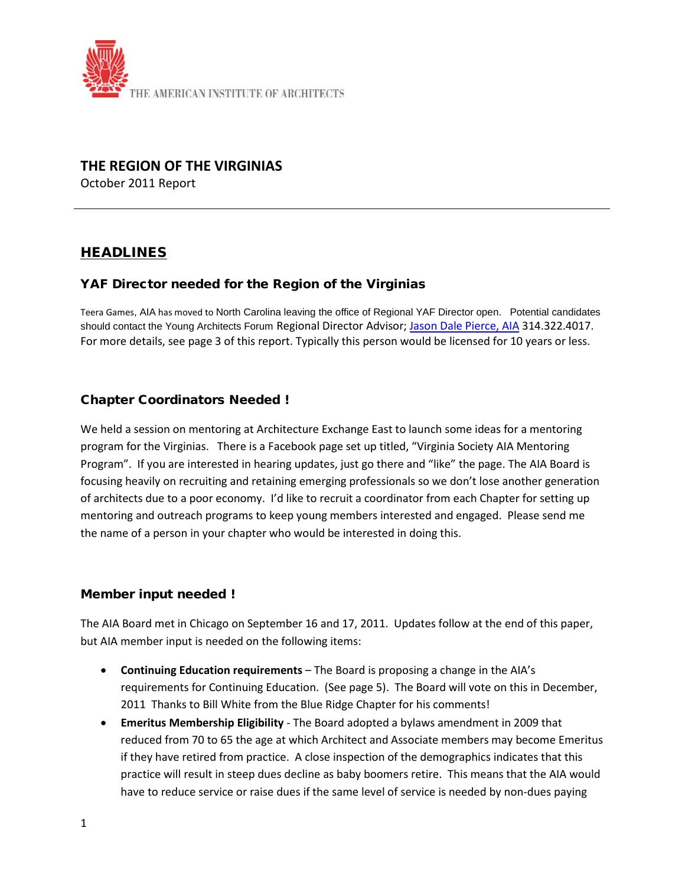THE AMERICAN INSTITUTE OF ARCHITECTS

# THE REGION OF THE VIRGINIAS

October 2011 Report

---

## HEADLINES

### YAF Director needed for the Region of the Virginias

Teera Games, AIA has moved to North Carolina leaving the office of Regional YAF Director open. Potential candidates should contact the Young Architects Forum Regional Director Advisor; [Jason Dale Pierce, AIA](#) 314.322.4017. For more details, see page 3 of this report. Typically this person would be licensed for 10 years or less.

### Chapter Coordinators Needed !

We held a session on mentoring at Architecture Exchange East to launch some ideas for a mentoring program for the Virginias. There is a Facebook page set up titled, "Virginia Society AIA Mentoring Program". If you are interested in hearing updates, just go there and "like" the page. The AIA Board is focusing heavily on recruiting and retaining emerging professionals so we don't lose another generation of architects due to a poor economy. I'd like to recruit a coordinator from each Chapter for setting up mentoring and outreach programs to keep young members interested and engaged. Please send me the name of a person in your chapter who would be interested in doing this.

### Member input needed !

The AIA Board met in Chicago on September 16 and 17, 2011. Updates follow at the end of this paper, but AIA member input is needed on the following items:

- **Continuing Education requirements** – The Board is proposing a change in the AIA's requirements for Continuing Education. (See page 5). The Board will vote on this in December, 2011 Thanks to Bill White from the Blue Ridge Chapter for his comments!
- **Emeritus Membership Eligibility** - The Board adopted a bylaws amendment in 2009 that reduced from 70 to 65 the age at which Architect and Associate members may become Emeritus if they have retired from practice. A close inspection of the demographics indicates that this practice will result in steep dues decline as baby boomers retire. This means that the AIA would have to reduce service or raise dues if the same level of service is needed by non-dues paying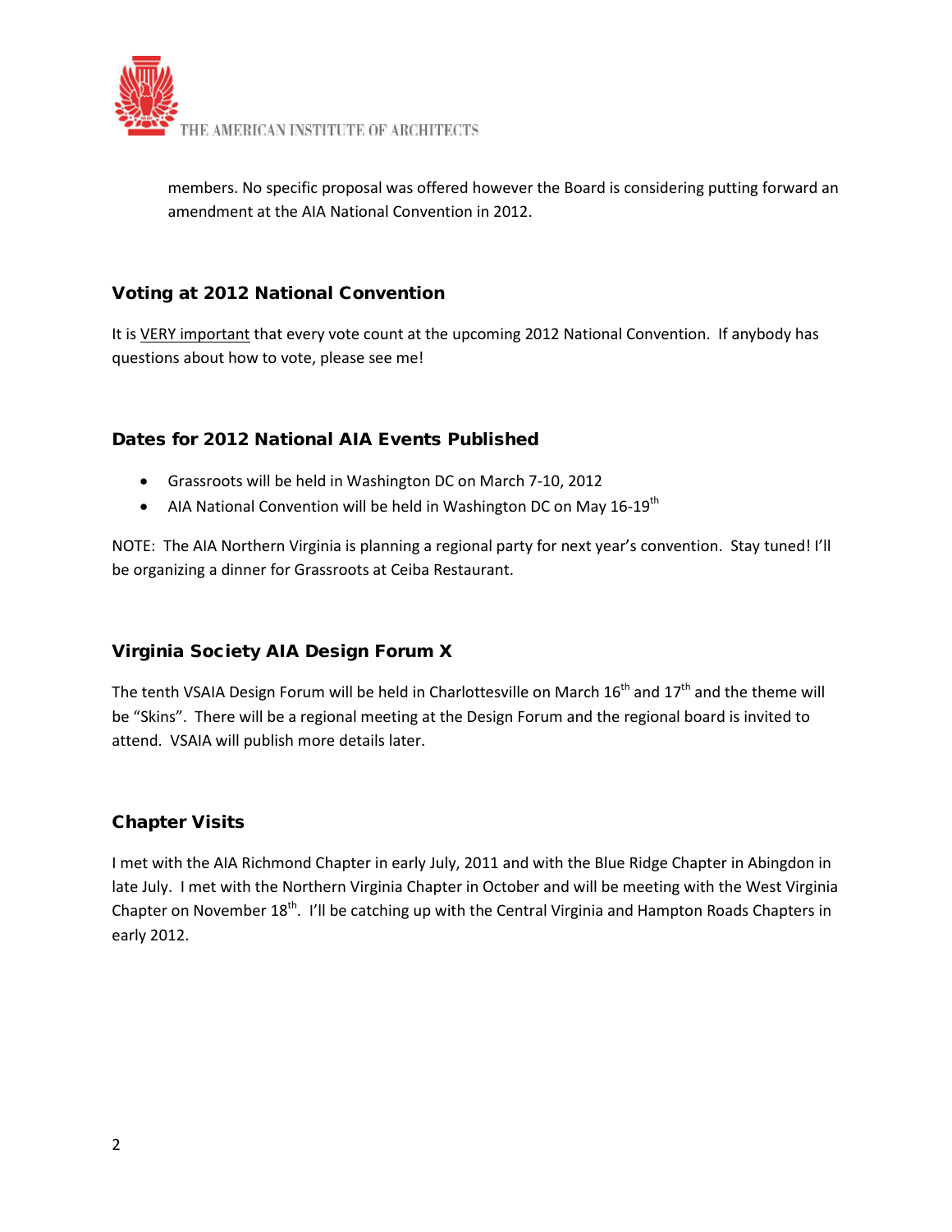members. No specific proposal was offered however the Board is considering putting forward an amendment at the AIA National Convention in 2012.

### Voting at 2012 National Convention

It is VERY important that every vote count at the upcoming 2012 National Convention. If anybody has questions about how to vote, please see me!

### Dates for 2012 National AIA Events Published

- Grassroots will be held in Washington DC on March 7-10, 2012
- AIA National Convention will be held in Washington DC on May 16-19th

NOTE: The AIA Northern Virginia is planning a regional party for next year's convention. Stay tuned! I'll be organizing a dinner for Grassroots at Ceiba Restaurant.

### Virginia Society AIA Design Forum X

The tenth VSAIA Design Forum will be held in Charlottesville on March 16th and 17th and the theme will be "Skins". There will be a regional meeting at the Design Forum and the regional board is invited to attend. VSAIA will publish more details later.

### Chapter Visits

I met with the AIA Richmond Chapter in early July, 2011 and with the Blue Ridge Chapter in Abingdon in late July. I met with the Northern Virginia Chapter in October and will be meeting with the West Virginia Chapter on November 18th. I'll be catching up with the Central Virginia and Hampton Roads Chapters in early 2012.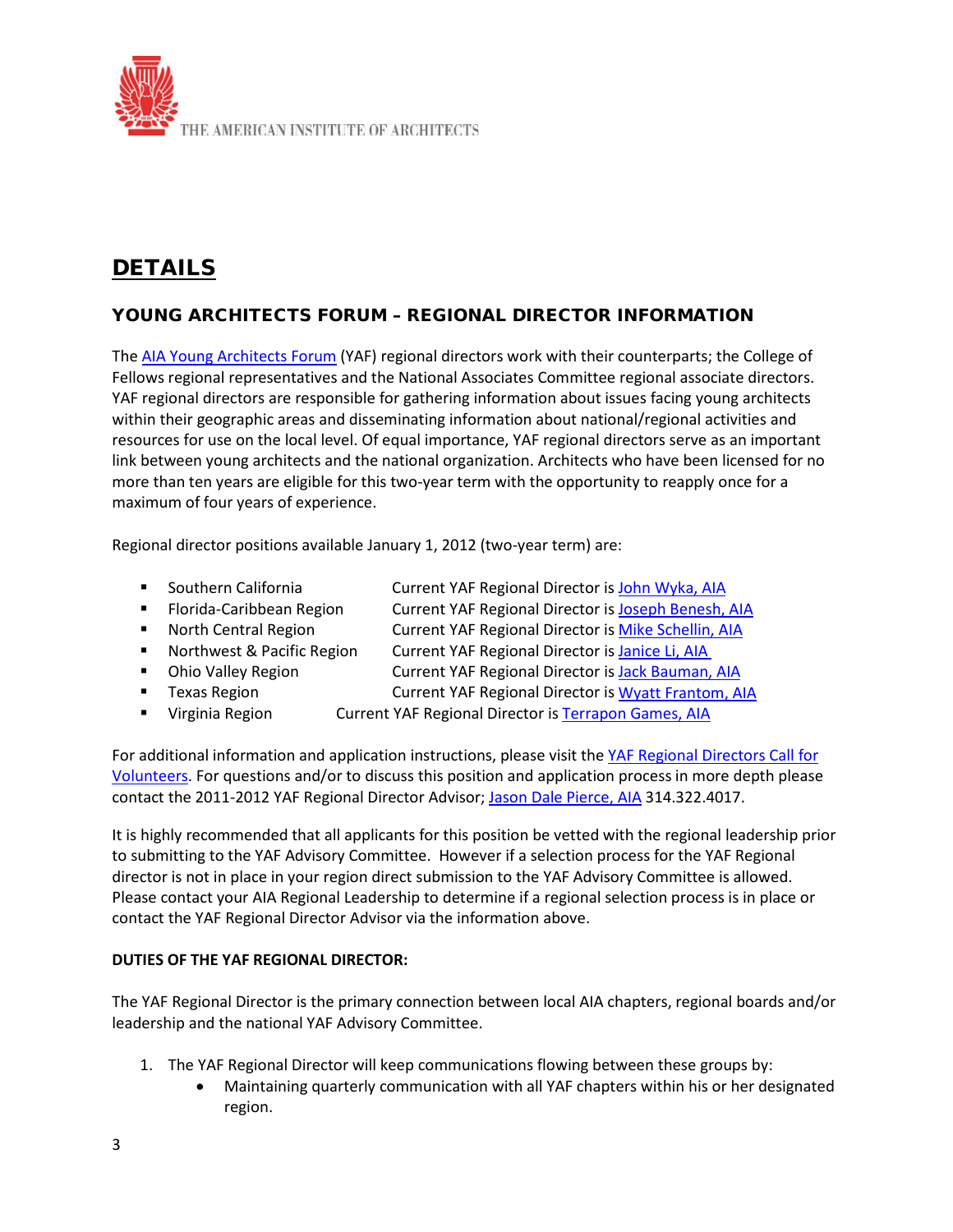THE AMERICAN INSTITUTE OF ARCHITECTS

# DETAILS

## YOUNG ARCHITECTS FORUM – REGIONAL DIRECTOR INFORMATION

The AIA Young Architects Forum (YAF) regional directors work with their counterparts; the College of Fellows regional representatives and the National Associates Committee regional associate directors. YAF regional directors are responsible for gathering information about issues facing young architects within their geographic areas and disseminating information about national/regional activities and resources for use on the local level. Of equal importance, YAF regional directors serve as an important link between young architects and the national organization. Architects who have been licensed for no more than ten years are eligible for this two-year term with the opportunity to reapply once for a maximum of four years of experience.

Regional director positions available January 1, 2012 (two-year term) are:

- Southern California — Current YAF Regional Director is John Wyka, AIA
- Florida-Caribbean Region — Current YAF Regional Director is Joseph Benesh, AIA
- North Central Region — Current YAF Regional Director is Mike Schellin, AIA
- Northwest & Pacific Region — Current YAF Regional Director is Janice Li, AIA
- Ohio Valley Region — Current YAF Regional Director is Jack Bauman, AIA
- Texas Region — Current YAF Regional Director is Wyatt Frantom, AIA
- Virginia Region — Current YAF Regional Director is Terrapon Games, AIA

For additional information and application instructions, please visit the YAF Regional Directors Call for Volunteers. For questions and/or to discuss this position and application process in more depth please contact the 2011-2012 YAF Regional Director Advisor; Jason Dale Pierce, AIA 314.322.4017.

It is highly recommended that all applicants for this position be vetted with the regional leadership prior to submitting to the YAF Advisory Committee. However if a selection process for the YAF Regional director is not in place in your region direct submission to the YAF Advisory Committee is allowed. Please contact your AIA Regional Leadership to determine if a regional selection process is in place or contact the YAF Regional Director Advisor via the information above.

**DUTIES OF THE YAF REGIONAL DIRECTOR:**

The YAF Regional Director is the primary connection between local AIA chapters, regional boards and/or leadership and the national YAF Advisory Committee.

1. The YAF Regional Director will keep communications flowing between these groups by:
   - Maintaining quarterly communication with all YAF chapters within his or her designated region.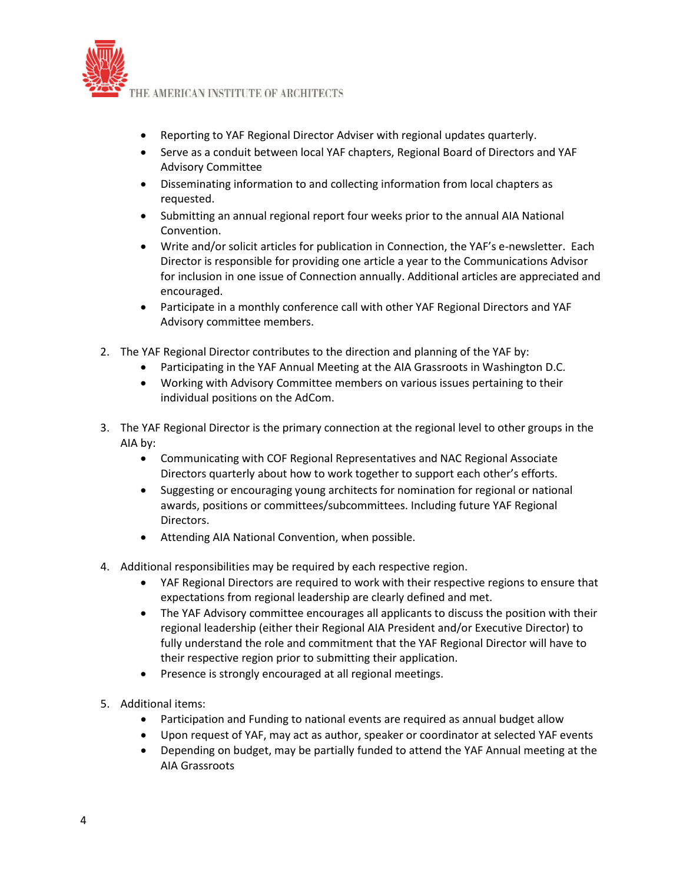- Reporting to YAF Regional Director Adviser with regional updates quarterly.
- Serve as a conduit between local YAF chapters, Regional Board of Directors and YAF Advisory Committee
- Disseminating information to and collecting information from local chapters as requested.
- Submitting an annual regional report four weeks prior to the annual AIA National Convention.
- Write and/or solicit articles for publication in Connection, the YAF's e-newsletter. Each Director is responsible for providing one article a year to the Communications Advisor for inclusion in one issue of Connection annually. Additional articles are appreciated and encouraged.
- Participate in a monthly conference call with other YAF Regional Directors and YAF Advisory committee members.

2. The YAF Regional Director contributes to the direction and planning of the YAF by:
   - Participating in the YAF Annual Meeting at the AIA Grassroots in Washington D.C.
   - Working with Advisory Committee members on various issues pertaining to their individual positions on the AdCom.

3. The YAF Regional Director is the primary connection at the regional level to other groups in the AIA by:
   - Communicating with COF Regional Representatives and NAC Regional Associate Directors quarterly about how to work together to support each other's efforts.
   - Suggesting or encouraging young architects for nomination for regional or national awards, positions or committees/subcommittees. Including future YAF Regional Directors.
   - Attending AIA National Convention, when possible.

4. Additional responsibilities may be required by each respective region.
   - YAF Regional Directors are required to work with their respective regions to ensure that expectations from regional leadership are clearly defined and met.
   - The YAF Advisory committee encourages all applicants to discuss the position with their regional leadership (either their Regional AIA President and/or Executive Director) to fully understand the role and commitment that the YAF Regional Director will have to their respective region prior to submitting their application.
   - Presence is strongly encouraged at all regional meetings.

5. Additional items:
   - Participation and Funding to national events are required as annual budget allow
   - Upon request of YAF, may act as author, speaker or coordinator at selected YAF events
   - Depending on budget, may be partially funded to attend the YAF Annual meeting at the AIA Grassroots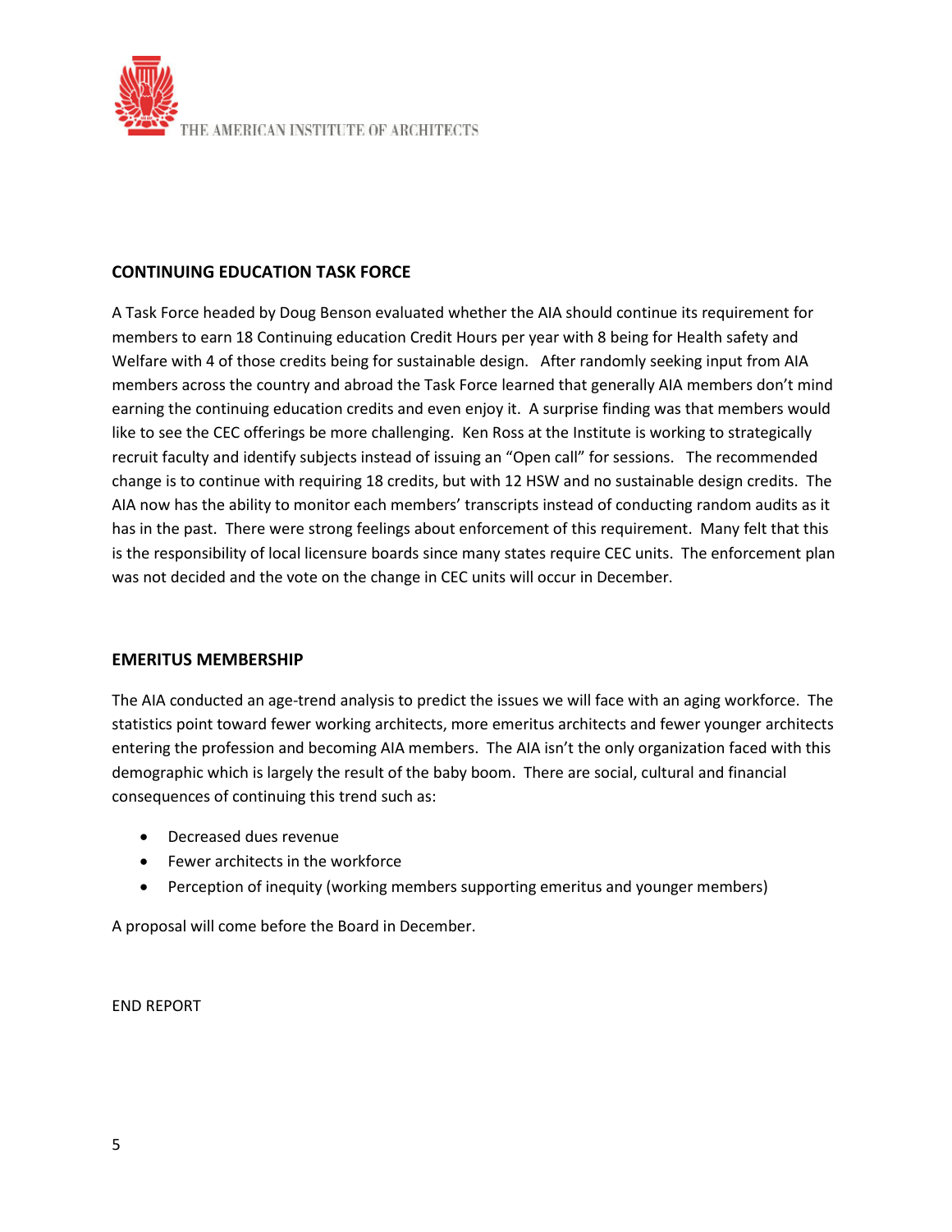THE AMERICAN INSTITUTE OF ARCHITECTS

## CONTINUING EDUCATION TASK FORCE

A Task Force headed by Doug Benson evaluated whether the AIA should continue its requirement for members to earn 18 Continuing education Credit Hours per year with 8 being for Health safety and Welfare with 4 of those credits being for sustainable design. After randomly seeking input from AIA members across the country and abroad the Task Force learned that generally AIA members don't mind earning the continuing education credits and even enjoy it. A surprise finding was that members would like to see the CEC offerings be more challenging. Ken Ross at the Institute is working to strategically recruit faculty and identify subjects instead of issuing an "Open call" for sessions. The recommended change is to continue with requiring 18 credits, but with 12 HSW and no sustainable design credits. The AIA now has the ability to monitor each members' transcripts instead of conducting random audits as it has in the past. There were strong feelings about enforcement of this requirement. Many felt that this is the responsibility of local licensure boards since many states require CEC units. The enforcement plan was not decided and the vote on the change in CEC units will occur in December.

## EMERITUS MEMBERSHIP

The AIA conducted an age-trend analysis to predict the issues we will face with an aging workforce. The statistics point toward fewer working architects, more emeritus architects and fewer younger architects entering the profession and becoming AIA members. The AIA isn't the only organization faced with this demographic which is largely the result of the baby boom. There are social, cultural and financial consequences of continuing this trend such as:

- Decreased dues revenue
- Fewer architects in the workforce
- Perception of inequity (working members supporting emeritus and younger members)

A proposal will come before the Board in December.

END REPORT